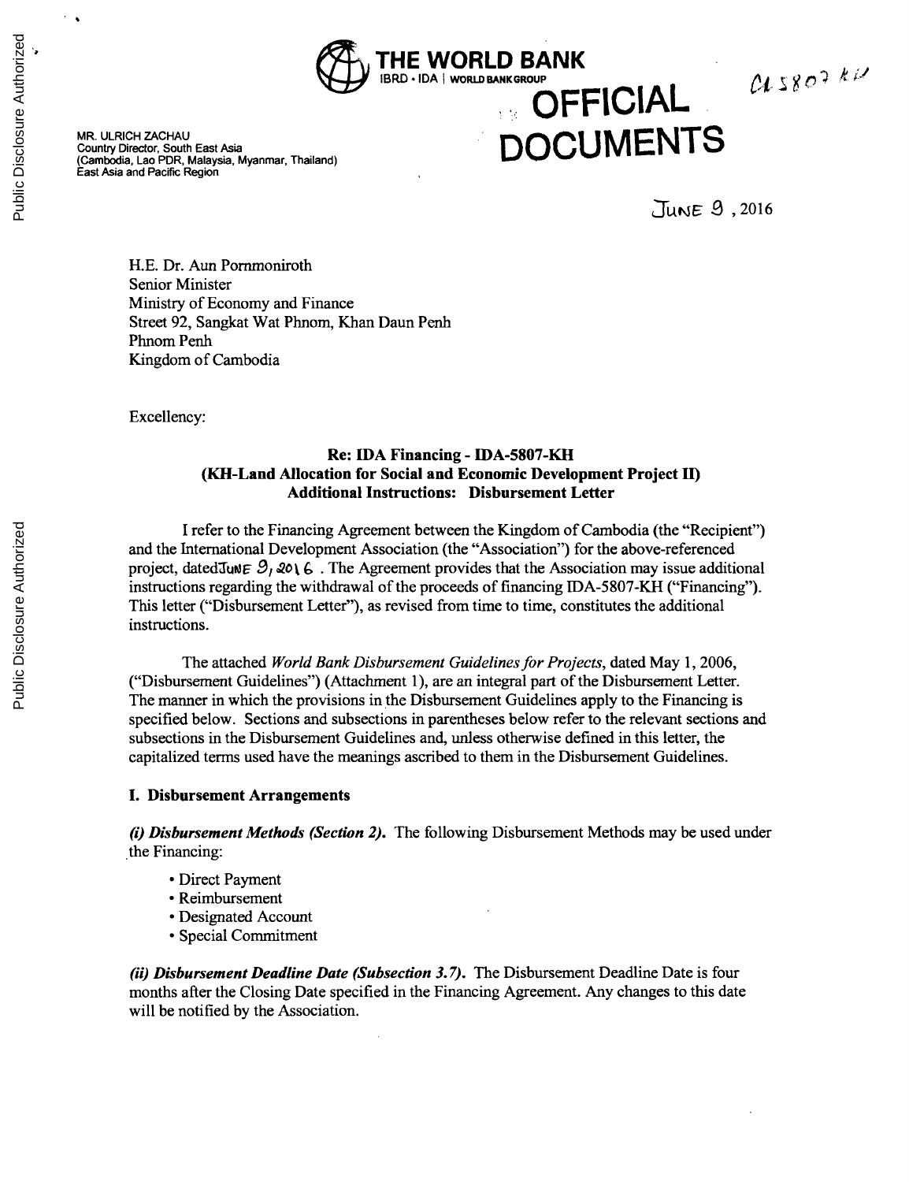THE WORLD BANK
IBRD • IDA | WORLD BANK GROUP

OFFICIAL DOCUMENTS

CL 5807 KH

MR. ULRICH ZACHAU
Country Director, South East Asia
(Cambodia, Lao PDR, Malaysia, Myanmar, Thailand)
East Asia and Pacific Region

JUNE 9, 2016

H.E. Dr. Aun Pornmoniroth
Senior Minister
Ministry of Economy and Finance
Street 92, Sangkat Wat Phnom, Khan Daun Penh
Phnom Penh
Kingdom of Cambodia

Excellency:

**Re: IDA Financing - IDA-5807-KH**
**(KH-Land Allocation for Social and Economic Development Project II)**
**Additional Instructions: Disbursement Letter**

I refer to the Financing Agreement between the Kingdom of Cambodia (the "Recipient") and the International Development Association (the "Association") for the above-referenced project, dated June 9, 2016. The Agreement provides that the Association may issue additional instructions regarding the withdrawal of the proceeds of financing IDA-5807-KH ("Financing"). This letter ("Disbursement Letter"), as revised from time to time, constitutes the additional instructions.

The attached *World Bank Disbursement Guidelines for Projects*, dated May 1, 2006, ("Disbursement Guidelines") (Attachment 1), are an integral part of the Disbursement Letter. The manner in which the provisions in the Disbursement Guidelines apply to the Financing is specified below. Sections and subsections in parentheses below refer to the relevant sections and subsections in the Disbursement Guidelines and, unless otherwise defined in this letter, the capitalized terms used have the meanings ascribed to them in the Disbursement Guidelines.

**I. Disbursement Arrangements**

***(i) Disbursement Methods (Section 2).*** The following Disbursement Methods may be used under the Financing:

- Direct Payment
- Reimbursement
- Designated Account
- Special Commitment

***(ii) Disbursement Deadline Date (Subsection 3.7).*** The Disbursement Deadline Date is four months after the Closing Date specified in the Financing Agreement. Any changes to this date will be notified by the Association.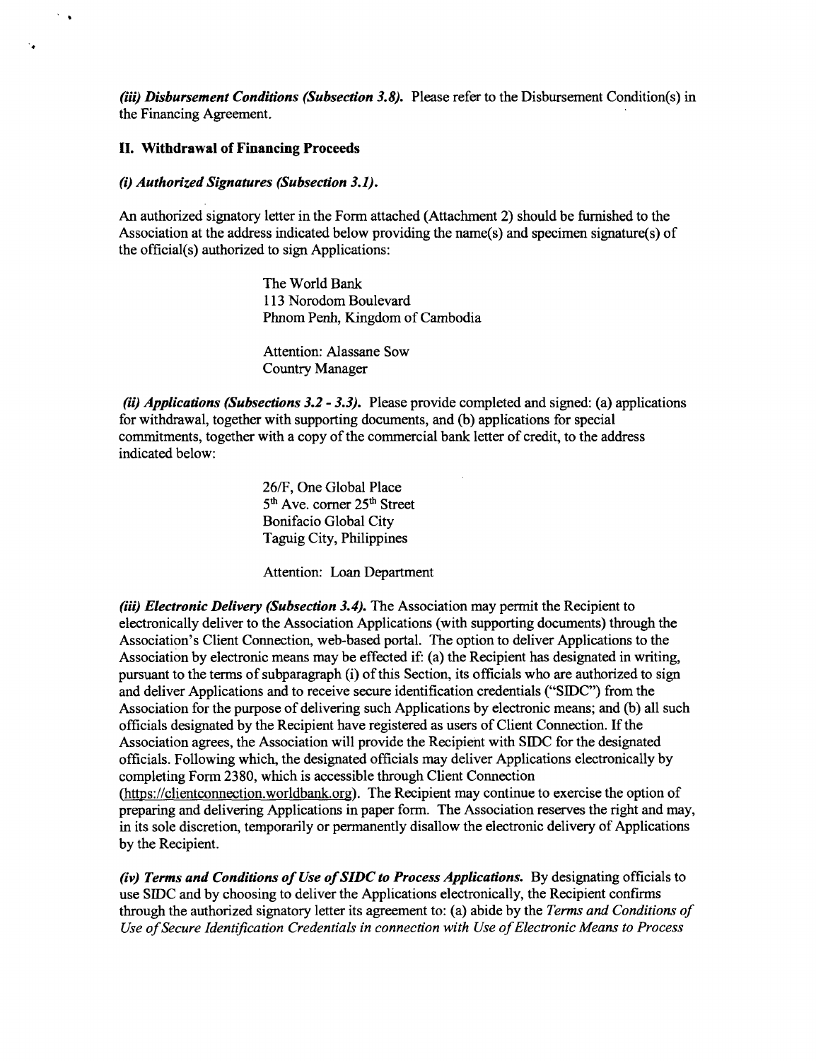***(iii) Disbursement Conditions (Subsection 3.8).*** Please refer to the Disbursement Condition(s) in the Financing Agreement.

## II. Withdrawal of Financing Proceeds

***(i) Authorized Signatures (Subsection 3.1).***

An authorized signatory letter in the Form attached (Attachment 2) should be furnished to the Association at the address indicated below providing the name(s) and specimen signature(s) of the official(s) authorized to sign Applications:

> The World Bank
> 113 Norodom Boulevard
> Phnom Penh, Kingdom of Cambodia
>
> Attention: Alassane Sow
> Country Manager

***(ii) Applications (Subsections 3.2 - 3.3).*** Please provide completed and signed: (a) applications for withdrawal, together with supporting documents, and (b) applications for special commitments, together with a copy of the commercial bank letter of credit, to the address indicated below:

> 26/F, One Global Place
> 5th Ave. corner 25th Street
> Bonifacio Global City
> Taguig City, Philippines
>
> Attention: Loan Department

***(iii) Electronic Delivery (Subsection 3.4).*** The Association may permit the Recipient to electronically deliver to the Association Applications (with supporting documents) through the Association's Client Connection, web-based portal. The option to deliver Applications to the Association by electronic means may be effected if: (a) the Recipient has designated in writing, pursuant to the terms of subparagraph (i) of this Section, its officials who are authorized to sign and deliver Applications and to receive secure identification credentials ("SIDC") from the Association for the purpose of delivering such Applications by electronic means; and (b) all such officials designated by the Recipient have registered as users of Client Connection. If the Association agrees, the Association will provide the Recipient with SIDC for the designated officials. Following which, the designated officials may deliver Applications electronically by completing Form 2380, which is accessible through Client Connection (https://clientconnection.worldbank.org). The Recipient may continue to exercise the option of preparing and delivering Applications in paper form. The Association reserves the right and may, in its sole discretion, temporarily or permanently disallow the electronic delivery of Applications by the Recipient.

***(iv) Terms and Conditions of Use of SIDC to Process Applications.*** By designating officials to use SIDC and by choosing to deliver the Applications electronically, the Recipient confirms through the authorized signatory letter its agreement to: (a) abide by the *Terms and Conditions of Use of Secure Identification Credentials in connection with Use of Electronic Means to Process*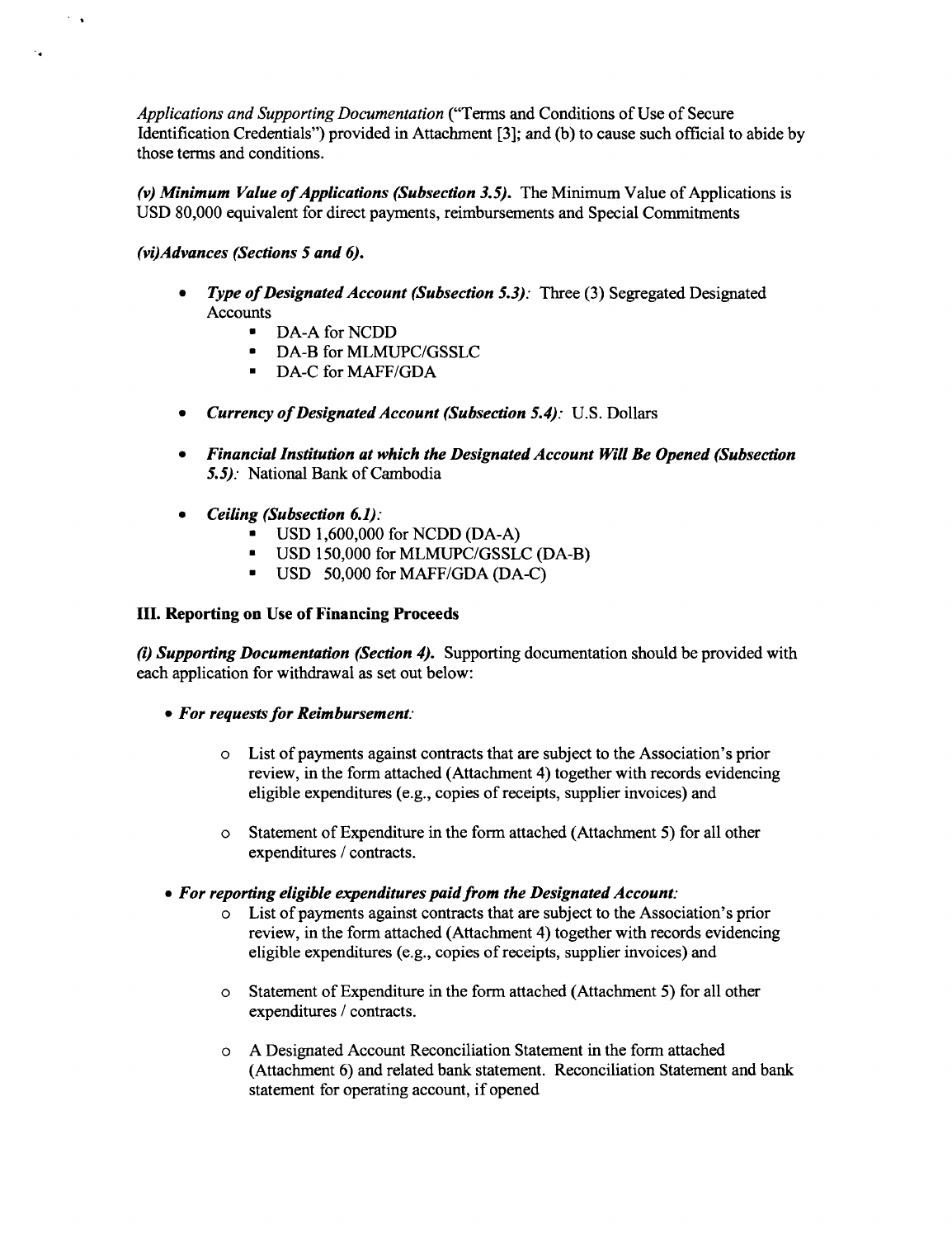*Applications and Supporting Documentation* ("Terms and Conditions of Use of Secure Identification Credentials") provided in Attachment [3]; and (b) to cause such official to abide by those terms and conditions.

***(v) Minimum Value of Applications (Subsection 3.5).*** The Minimum Value of Applications is USD 80,000 equivalent for direct payments, reimbursements and Special Commitments

***(vi)Advances (Sections 5 and 6).***

- ***Type of Designated Account (Subsection 5.3):*** Three (3) Segregated Designated Accounts
  - DA-A for NCDD
  - DA-B for MLMUPC/GSSLC
  - DA-C for MAFF/GDA
- ***Currency of Designated Account (Subsection 5.4):*** U.S. Dollars
- ***Financial Institution at which the Designated Account Will Be Opened (Subsection 5.5):*** National Bank of Cambodia
- ***Ceiling (Subsection 6.1):***
  - USD 1,600,000 for NCDD (DA-A)
  - USD 150,000 for MLMUPC/GSSLC (DA-B)
  - USD 50,000 for MAFF/GDA (DA-C)

**III. Reporting on Use of Financing Proceeds**

***(i) Supporting Documentation (Section 4).*** Supporting documentation should be provided with each application for withdrawal as set out below:

- ***For requests for Reimbursement:***
  - List of payments against contracts that are subject to the Association's prior review, in the form attached (Attachment 4) together with records evidencing eligible expenditures (e.g., copies of receipts, supplier invoices) and
  - Statement of Expenditure in the form attached (Attachment 5) for all other expenditures / contracts.
- ***For reporting eligible expenditures paid from the Designated Account:***
  - List of payments against contracts that are subject to the Association's prior review, in the form attached (Attachment 4) together with records evidencing eligible expenditures (e.g., copies of receipts, supplier invoices) and
  - Statement of Expenditure in the form attached (Attachment 5) for all other expenditures / contracts.
  - A Designated Account Reconciliation Statement in the form attached (Attachment 6) and related bank statement. Reconciliation Statement and bank statement for operating account, if opened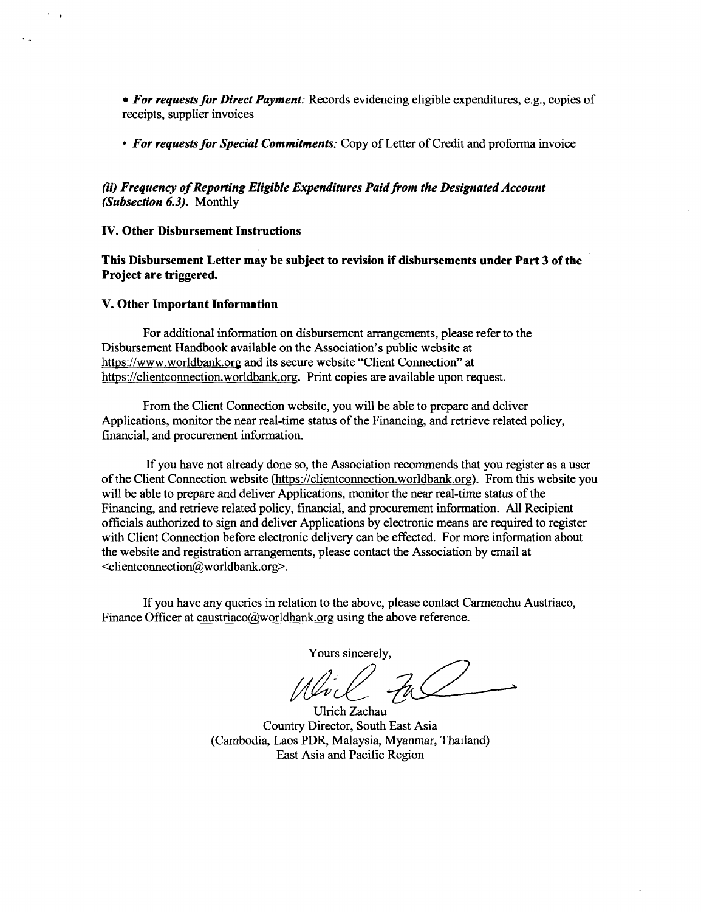- ***For requests for Direct Payment:*** Records evidencing eligible expenditures, e.g., copies of receipts, supplier invoices

- ***For requests for Special Commitments:*** Copy of Letter of Credit and proforma invoice

***(ii) Frequency of Reporting Eligible Expenditures Paid from the Designated Account (Subsection 6.3).*** Monthly

**IV. Other Disbursement Instructions**

**This Disbursement Letter may be subject to revision if disbursements under Part 3 of the Project are triggered.**

**V. Other Important Information**

For additional information on disbursement arrangements, please refer to the Disbursement Handbook available on the Association's public website at https://www.worldbank.org and its secure website "Client Connection" at https://clientconnection.worldbank.org. Print copies are available upon request.

From the Client Connection website, you will be able to prepare and deliver Applications, monitor the near real-time status of the Financing, and retrieve related policy, financial, and procurement information.

If you have not already done so, the Association recommends that you register as a user of the Client Connection website (https://clientconnection.worldbank.org). From this website you will be able to prepare and deliver Applications, monitor the near real-time status of the Financing, and retrieve related policy, financial, and procurement information. All Recipient officials authorized to sign and deliver Applications by electronic means are required to register with Client Connection before electronic delivery can be effected. For more information about the website and registration arrangements, please contact the Association by email at <clientconnection@worldbank.org>.

If you have any queries in relation to the above, please contact Carmenchu Austriaco, Finance Officer at caustriaco@worldbank.org using the above reference.

Yours sincerely,

Ulrich Zachau
Country Director, South East Asia
(Cambodia, Laos PDR, Malaysia, Myanmar, Thailand)
East Asia and Pacific Region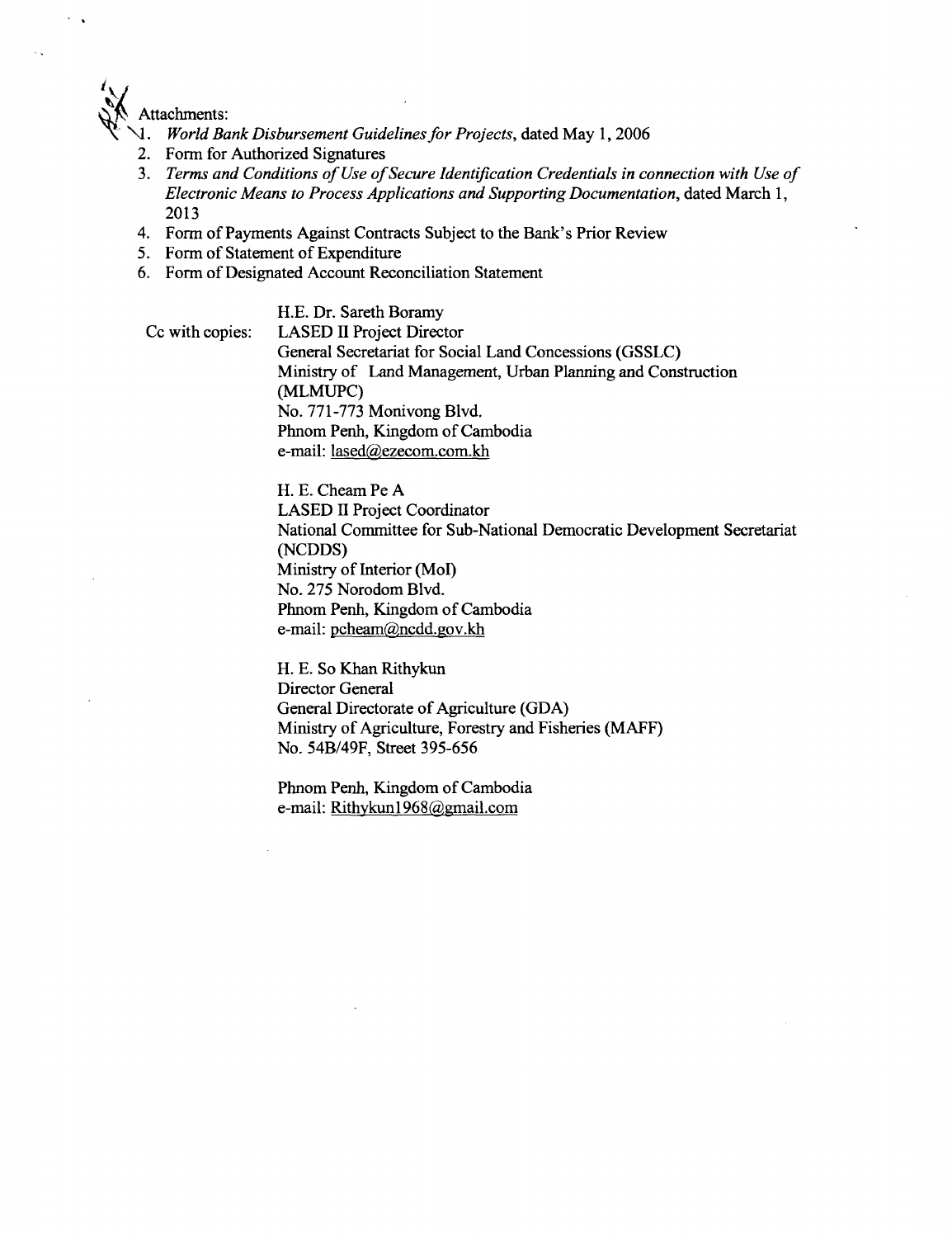Attachments:

1. *World Bank Disbursement Guidelines for Projects*, dated May 1, 2006
2. Form for Authorized Signatures
3. *Terms and Conditions of Use of Secure Identification Credentials in connection with Use of Electronic Means to Process Applications and Supporting Documentation*, dated March 1, 2013
4. Form of Payments Against Contracts Subject to the Bank's Prior Review
5. Form of Statement of Expenditure
6. Form of Designated Account Reconciliation Statement

Cc with copies:

H.E. Dr. Sareth Boramy
LASED II Project Director
General Secretariat for Social Land Concessions (GSSLC)
Ministry of Land Management, Urban Planning and Construction (MLMUPC)
No. 771-773 Monivong Blvd.
Phnom Penh, Kingdom of Cambodia
e-mail: lased@ezecom.com.kh

H. E. Cheam Pe A
LASED II Project Coordinator
National Committee for Sub-National Democratic Development Secretariat (NCDDS)
Ministry of Interior (MoI)
No. 275 Norodom Blvd.
Phnom Penh, Kingdom of Cambodia
e-mail: pcheam@ncdd.gov.kh

H. E. So Khan Rithykun
Director General
General Directorate of Agriculture (GDA)
Ministry of Agriculture, Forestry and Fisheries (MAFF)
No. 54B/49F, Street 395-656

Phnom Penh, Kingdom of Cambodia
e-mail: Rithykun1968@gmail.com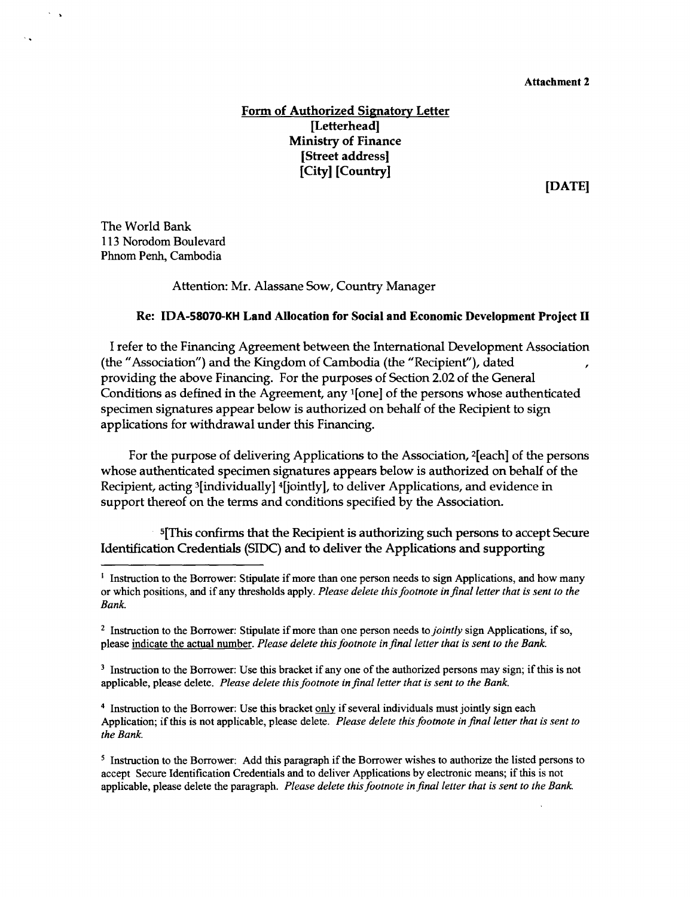**Attachment 2**

**Form of Authorized Signatory Letter**
**[Letterhead]**
**Ministry of Finance**
**[Street address]**
**[City] [Country]**

**[DATE]**

The World Bank
113 Norodom Boulevard
Phnom Penh, Cambodia

Attention: Mr. Alassane Sow, Country Manager

**Re: IDA-58070-KH Land Allocation for Social and Economic Development Project II**

I refer to the Financing Agreement between the International Development Association (the "Association") and the Kingdom of Cambodia (the "Recipient"), dated ,
providing the above Financing. For the purposes of Section 2.02 of the General Conditions as defined in the Agreement, any [1][one] of the persons whose authenticated specimen signatures appear below is authorized on behalf of the Recipient to sign applications for withdrawal under this Financing.

For the purpose of delivering Applications to the Association, [2][each] of the persons whose authenticated specimen signatures appears below is authorized on behalf of the Recipient, acting [3][individually] [4][jointly], to deliver Applications, and evidence in support thereof on the terms and conditions specified by the Association.

[5][This confirms that the Recipient is authorizing such persons to accept Secure Identification Credentials (SIDC) and to deliver the Applications and supporting

---

[1] Instruction to the Borrower: Stipulate if more than one person needs to sign Applications, and how many or which positions, and if any thresholds apply. *Please delete this footnote in final letter that is sent to the Bank.*

[2] Instruction to the Borrower: Stipulate if more than one person needs to *jointly* sign Applications, if so, please indicate the actual number. *Please delete this footnote in final letter that is sent to the Bank.*

[3] Instruction to the Borrower: Use this bracket if any one of the authorized persons may sign; if this is not applicable, please delete. *Please delete this footnote in final letter that is sent to the Bank.*

[4] Instruction to the Borrower: Use this bracket only if several individuals must jointly sign each Application; if this is not applicable, please delete. *Please delete this footnote in final letter that is sent to the Bank.*

[5] Instruction to the Borrower: Add this paragraph if the Borrower wishes to authorize the listed persons to accept Secure Identification Credentials and to deliver Applications by electronic means; if this is not applicable, please delete the paragraph. *Please delete this footnote in final letter that is sent to the Bank.*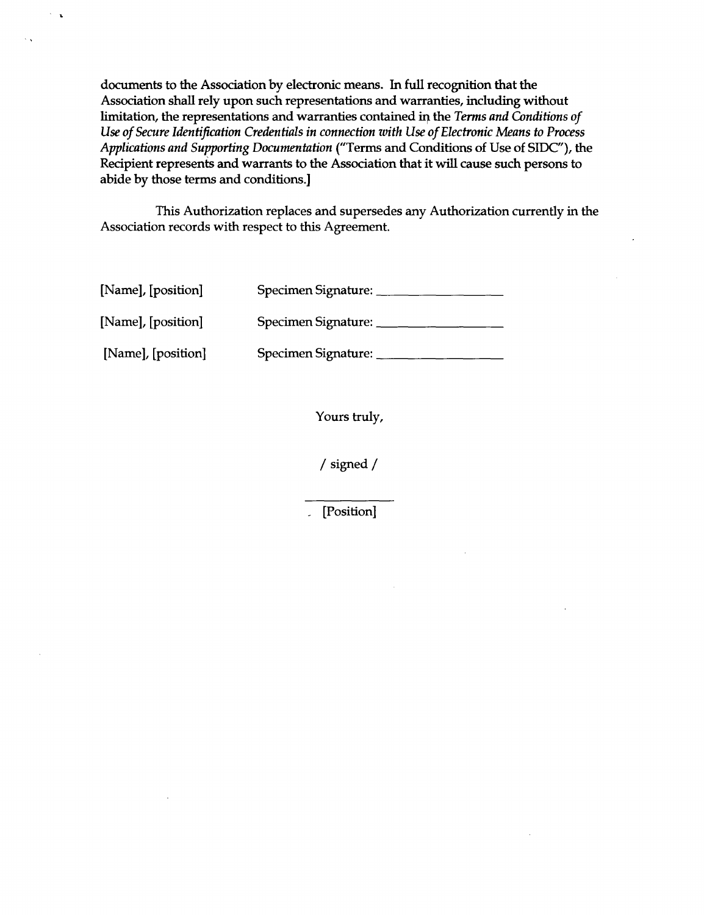documents to the Association by electronic means. In full recognition that the Association shall rely upon such representations and warranties, including without limitation, the representations and warranties contained in the *Terms and Conditions of Use of Secure Identification Credentials in connection with Use of Electronic Means to Process Applications and Supporting Documentation* ("Terms and Conditions of Use of SIDC"), the Recipient represents and warrants to the Association that it will cause such persons to abide by those terms and conditions.]

This Authorization replaces and supersedes any Authorization currently in the Association records with respect to this Agreement.

[Name], [position] Specimen Signature: ________________

[Name], [position] Specimen Signature: ________________

[Name], [position] Specimen Signature: ________________

Yours truly,

/ signed /

___________

[Position]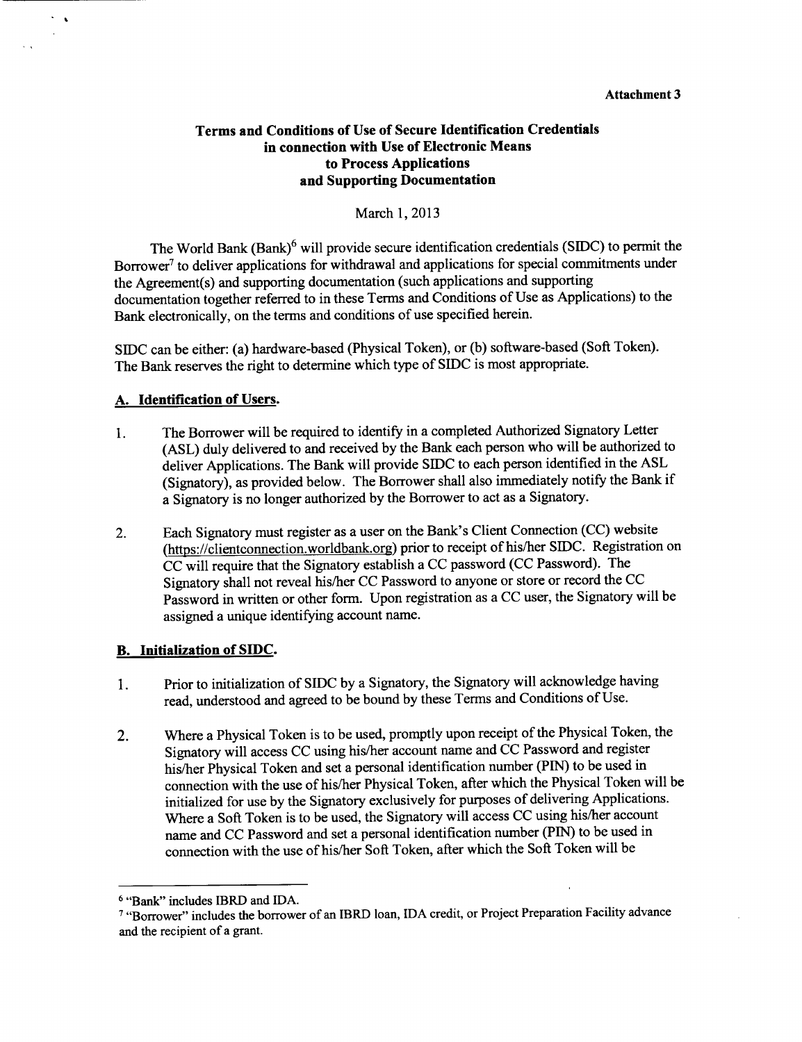**Attachment 3**

## Terms and Conditions of Use of Secure Identification Credentials in connection with Use of Electronic Means to Process Applications and Supporting Documentation

March 1, 2013

The World Bank (Bank)[6] will provide secure identification credentials (SIDC) to permit the Borrower[7] to deliver applications for withdrawal and applications for special commitments under the Agreement(s) and supporting documentation (such applications and supporting documentation together referred to in these Terms and Conditions of Use as Applications) to the Bank electronically, on the terms and conditions of use specified herein.

SIDC can be either: (a) hardware-based (Physical Token), or (b) software-based (Soft Token). The Bank reserves the right to determine which type of SIDC is most appropriate.

### A. Identification of Users.

1. The Borrower will be required to identify in a completed Authorized Signatory Letter (ASL) duly delivered to and received by the Bank each person who will be authorized to deliver Applications. The Bank will provide SIDC to each person identified in the ASL (Signatory), as provided below. The Borrower shall also immediately notify the Bank if a Signatory is no longer authorized by the Borrower to act as a Signatory.

2. Each Signatory must register as a user on the Bank's Client Connection (CC) website (https://clientconnection.worldbank.org) prior to receipt of his/her SIDC. Registration on CC will require that the Signatory establish a CC password (CC Password). The Signatory shall not reveal his/her CC Password to anyone or store or record the CC Password in written or other form. Upon registration as a CC user, the Signatory will be assigned a unique identifying account name.

### B. Initialization of SIDC.

1. Prior to initialization of SIDC by a Signatory, the Signatory will acknowledge having read, understood and agreed to be bound by these Terms and Conditions of Use.

2. Where a Physical Token is to be used, promptly upon receipt of the Physical Token, the Signatory will access CC using his/her account name and CC Password and register his/her Physical Token and set a personal identification number (PIN) to be used in connection with the use of his/her Physical Token, after which the Physical Token will be initialized for use by the Signatory exclusively for purposes of delivering Applications. Where a Soft Token is to be used, the Signatory will access CC using his/her account name and CC Password and set a personal identification number (PIN) to be used in connection with the use of his/her Soft Token, after which the Soft Token will be

---

[6] "Bank" includes IBRD and IDA.

[7] "Borrower" includes the borrower of an IBRD loan, IDA credit, or Project Preparation Facility advance and the recipient of a grant.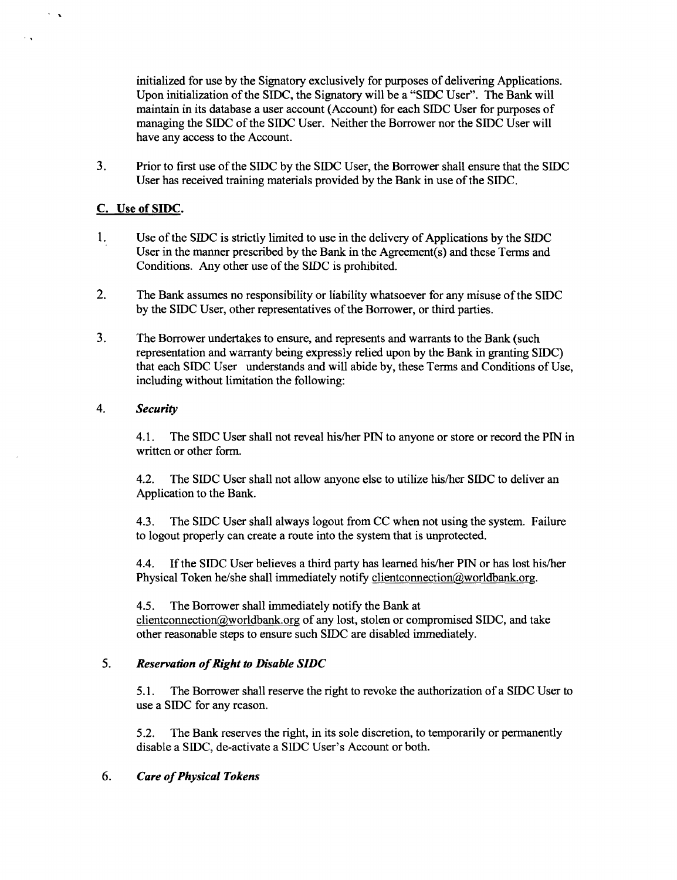initialized for use by the Signatory exclusively for purposes of delivering Applications. Upon initialization of the SIDC, the Signatory will be a "SIDC User". The Bank will maintain in its database a user account (Account) for each SIDC User for purposes of managing the SIDC of the SIDC User. Neither the Borrower nor the SIDC User will have any access to the Account.

3. Prior to first use of the SIDC by the SIDC User, the Borrower shall ensure that the SIDC User has received training materials provided by the Bank in use of the SIDC.

## C. Use of SIDC.

1. Use of the SIDC is strictly limited to use in the delivery of Applications by the SIDC User in the manner prescribed by the Bank in the Agreement(s) and these Terms and Conditions. Any other use of the SIDC is prohibited.

2. The Bank assumes no responsibility or liability whatsoever for any misuse of the SIDC by the SIDC User, other representatives of the Borrower, or third parties.

3. The Borrower undertakes to ensure, and represents and warrants to the Bank (such representation and warranty being expressly relied upon by the Bank in granting SIDC) that each SIDC User understands and will abide by, these Terms and Conditions of Use, including without limitation the following:

4. ***Security***

   4.1. The SIDC User shall not reveal his/her PIN to anyone or store or record the PIN in written or other form.

   4.2. The SIDC User shall not allow anyone else to utilize his/her SIDC to deliver an Application to the Bank.

   4.3. The SIDC User shall always logout from CC when not using the system. Failure to logout properly can create a route into the system that is unprotected.

   4.4. If the SIDC User believes a third party has learned his/her PIN or has lost his/her Physical Token he/she shall immediately notify clientconnection@worldbank.org.

   4.5. The Borrower shall immediately notify the Bank at clientconnection@worldbank.org of any lost, stolen or compromised SIDC, and take other reasonable steps to ensure such SIDC are disabled immediately.

5. ***Reservation of Right to Disable SIDC***

   5.1. The Borrower shall reserve the right to revoke the authorization of a SIDC User to use a SIDC for any reason.

   5.2. The Bank reserves the right, in its sole discretion, to temporarily or permanently disable a SIDC, de-activate a SIDC User's Account or both.

6. ***Care of Physical Tokens***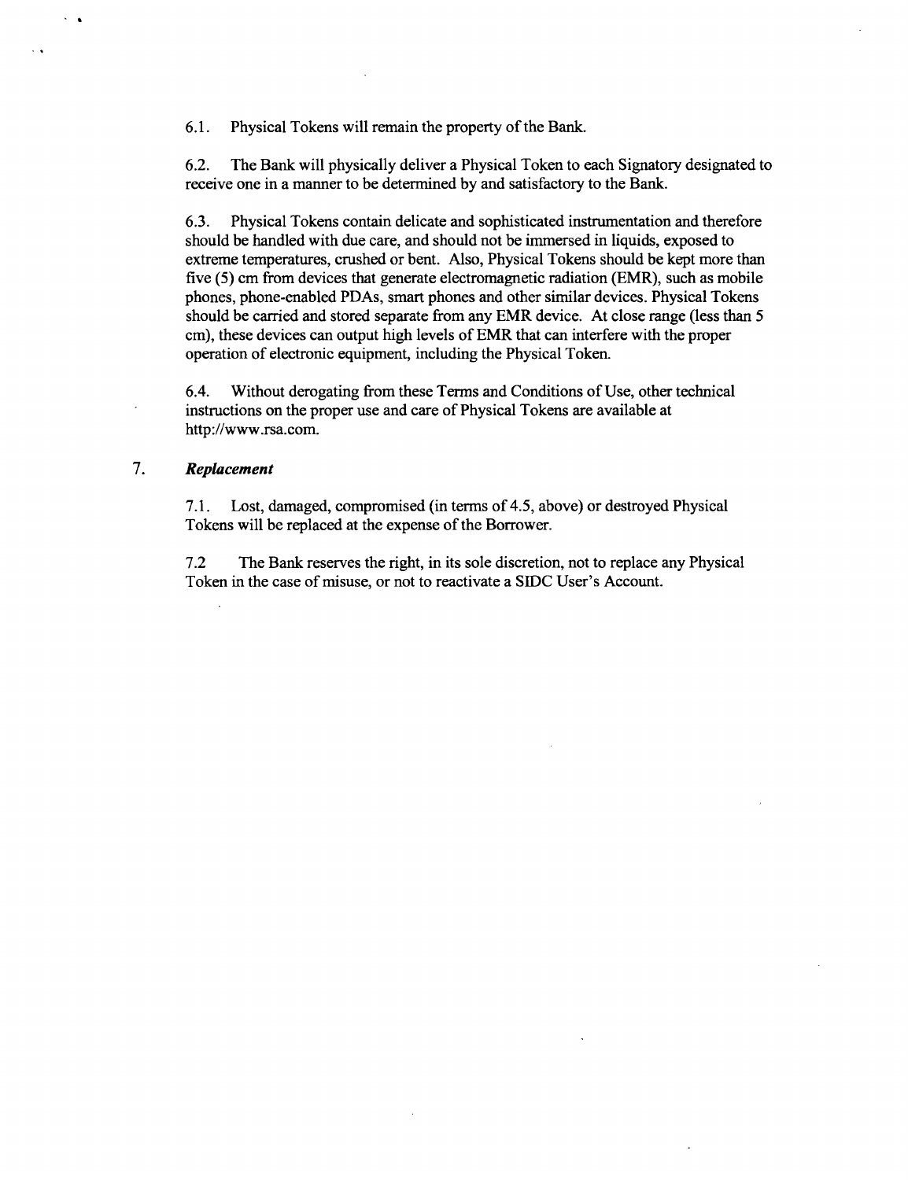6.1. Physical Tokens will remain the property of the Bank.

6.2. The Bank will physically deliver a Physical Token to each Signatory designated to receive one in a manner to be determined by and satisfactory to the Bank.

6.3. Physical Tokens contain delicate and sophisticated instrumentation and therefore should be handled with due care, and should not be immersed in liquids, exposed to extreme temperatures, crushed or bent. Also, Physical Tokens should be kept more than five (5) cm from devices that generate electromagnetic radiation (EMR), such as mobile phones, phone-enabled PDAs, smart phones and other similar devices. Physical Tokens should be carried and stored separate from any EMR device. At close range (less than 5 cm), these devices can output high levels of EMR that can interfere with the proper operation of electronic equipment, including the Physical Token.

6.4. Without derogating from these Terms and Conditions of Use, other technical instructions on the proper use and care of Physical Tokens are available at http://www.rsa.com.

## 7. *Replacement*

7.1. Lost, damaged, compromised (in terms of 4.5, above) or destroyed Physical Tokens will be replaced at the expense of the Borrower.

7.2 The Bank reserves the right, in its sole discretion, not to replace any Physical Token in the case of misuse, or not to reactivate a SIDC User's Account.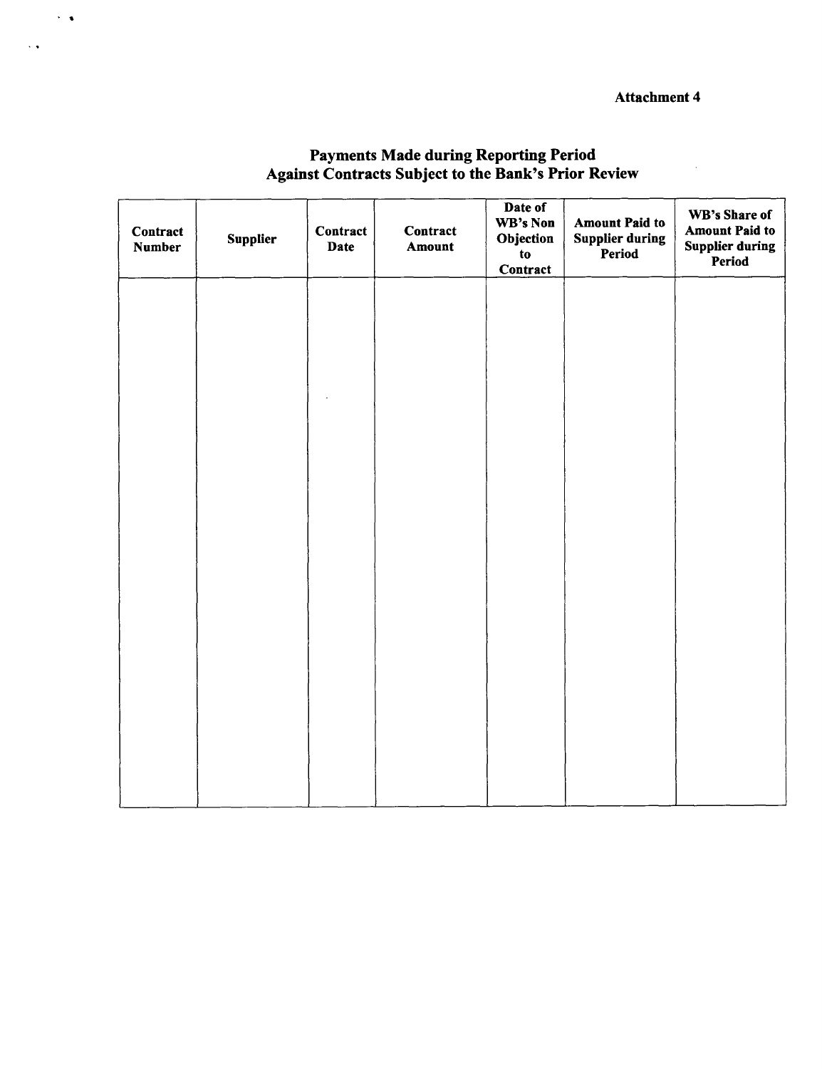Attachment 4

## Payments Made during Reporting Period Against Contracts Subject to the Bank's Prior Review

| Contract Number | Supplier | Contract Date | Contract Amount | Date of WB's Non Objection to Contract | Amount Paid to Supplier during Period | WB's Share of Amount Paid to Supplier during Period |
|---|---|---|---|---|---|---|
| | | | | | | |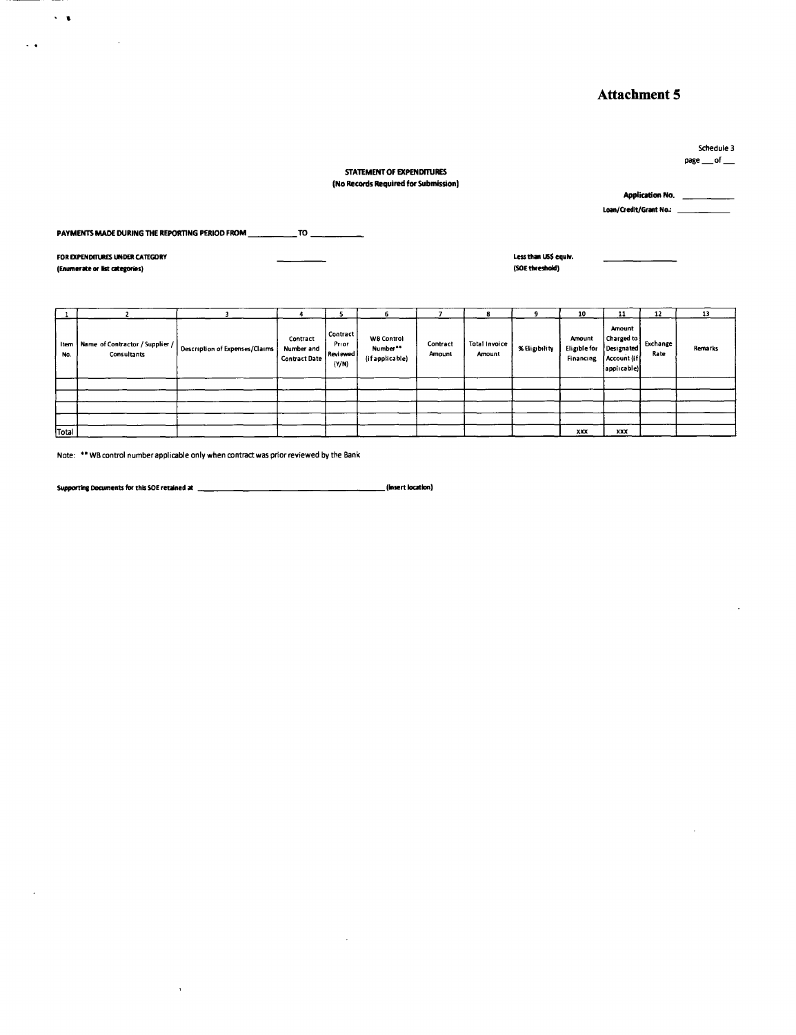# Attachment 5

Schedule 3
page ___ of ___

**STATEMENT OF EXPENDITURES**
**(No Records Required for Submission)**

**Application No.** ___________

**Loan/Credit/Grant No.:** ___________

**PAYMENTS MADE DURING THE REPORTING PERIOD FROM** ___________ **TO** ___________

**FOR EXPENDITURES UNDER CATEGORY** ___________
**(Enumerate or list categories)**

**Less than US$ equiv.** ___________
**(SOE threshold)**

| 1 | 2 | 3 | 4 | 5 | 6 | 7 | 8 | 9 | 10 | 11 | 12 | 13 |
|---|---|---|---|---|---|---|---|---|---|---|---|---|
| Item No. | Name of Contractor / Supplier / Consultants | Description of Expenses/Claims | Contract Number and Contract Date | Contract Prior Reviewed (Y/N) | WB Control Number** (if applicable) | Contract Amount | Total Invoice Amount | % Eligibility | Amount Eligible for Financing | Amount Charged to Designated Account (if applicable) | Exchange Rate | Remarks |
| | | | | | | | | | | | | |
| | | | | | | | | | | | | |
| | | | | | | | | | | | | |
| | | | | | | | | | | | | |
| Total | | | | | | | | | xxx | xxx | | |

Note: ** WB control number applicable only when contract was prior reviewed by the Bank

**Supporting Documents for this SOE retained at** ___________________________ **(insert location)**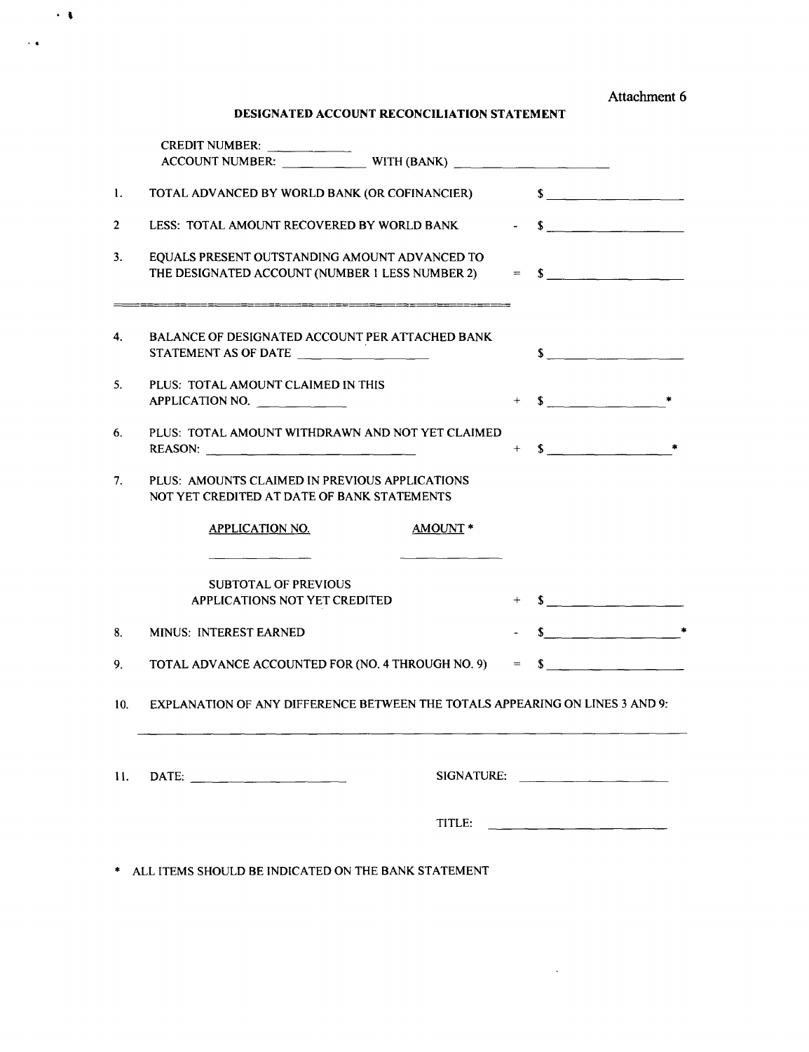Attachment 6

## DESIGNATED ACCOUNT RECONCILIATION STATEMENT

CREDIT NUMBER: ___________

ACCOUNT NUMBER: ___________ WITH (BANK) ______________________

1. TOTAL ADVANCED BY WORLD BANK (OR COFINANCIER) $ __________________

2 LESS: TOTAL AMOUNT RECOVERED BY WORLD BANK - $ __________________

3. EQUALS PRESENT OUTSTANDING AMOUNT ADVANCED TO THE DESIGNATED ACCOUNT (NUMBER 1 LESS NUMBER 2) = $ __________________

---

4. BALANCE OF DESIGNATED ACCOUNT PER ATTACHED BANK STATEMENT AS OF DATE ________________ $ __________________

5. PLUS: TOTAL AMOUNT CLAIMED IN THIS APPLICATION NO. ___________ + $ ________________*

6. PLUS: TOTAL AMOUNT WITHDRAWN AND NOT YET CLAIMED REASON: ___________________________ + $ ________________*

7. PLUS: AMOUNTS CLAIMED IN PREVIOUS APPLICATIONS NOT YET CREDITED AT DATE OF BANK STATEMENTS

| APPLICATION NO. | AMOUNT * |
| --- | --- |
| ___________ | ___________ |

SUBTOTAL OF PREVIOUS APPLICATIONS NOT YET CREDITED + $ __________________

8. MINUS: INTEREST EARNED - $ ________________*

9. TOTAL ADVANCE ACCOUNTED FOR (NO. 4 THROUGH NO. 9) = $ __________________

10. EXPLANATION OF ANY DIFFERENCE BETWEEN THE TOTALS APPEARING ON LINES 3 AND 9:

______________________________________________________________________

11. DATE: ____________________ SIGNATURE: ____________________

TITLE: ____________________

\* ALL ITEMS SHOULD BE INDICATED ON THE BANK STATEMENT